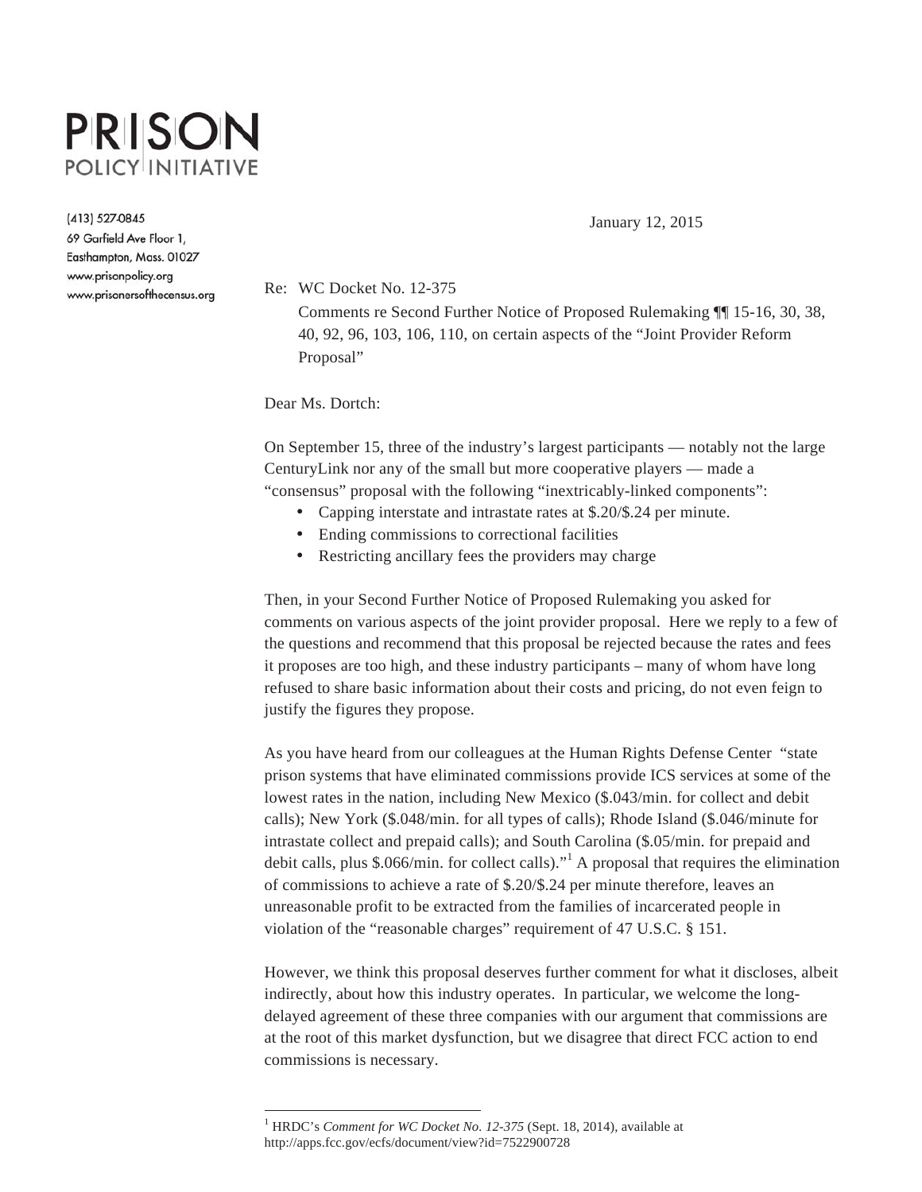# PRISON POLICY INITIATIVE

(413) 527-0845
69 Garfield Ave Floor 1,
Easthampton, Mass. 01027
www.prisonpolicy.org
www.prisonersofthecensus.org

January 12, 2015

Re: WC Docket No. 12-375
Comments re Second Further Notice of Proposed Rulemaking ¶¶ 15-16, 30, 38, 40, 92, 96, 103, 106, 110, on certain aspects of the "Joint Provider Reform Proposal"

Dear Ms. Dortch:

On September 15, three of the industry's largest participants — notably not the large CenturyLink nor any of the small but more cooperative players — made a "consensus" proposal with the following "inextricably-linked components":

- Capping interstate and intrastate rates at $.20/$.24 per minute.
- Ending commissions to correctional facilities
- Restricting ancillary fees the providers may charge

Then, in your Second Further Notice of Proposed Rulemaking you asked for comments on various aspects of the joint provider proposal. Here we reply to a few of the questions and recommend that this proposal be rejected because the rates and fees it proposes are too high, and these industry participants – many of whom have long refused to share basic information about their costs and pricing, do not even feign to justify the figures they propose.

As you have heard from our colleagues at the Human Rights Defense Center "state prison systems that have eliminated commissions provide ICS services at some of the lowest rates in the nation, including New Mexico ($.043/min. for collect and debit calls); New York ($.048/min. for all types of calls); Rhode Island ($.046/minute for intrastate collect and prepaid calls); and South Carolina ($.05/min. for prepaid and debit calls, plus $.066/min. for collect calls)."[1] A proposal that requires the elimination of commissions to achieve a rate of $.20/$.24 per minute therefore, leaves an unreasonable profit to be extracted from the families of incarcerated people in violation of the "reasonable charges" requirement of 47 U.S.C. § 151.

However, we think this proposal deserves further comment for what it discloses, albeit indirectly, about how this industry operates. In particular, we welcome the long-delayed agreement of these three companies with our argument that commissions are at the root of this market dysfunction, but we disagree that direct FCC action to end commissions is necessary.

[1] HRDC's *Comment for WC Docket No. 12-375* (Sept. 18, 2014), available at http://apps.fcc.gov/ecfs/document/view?id=7522900728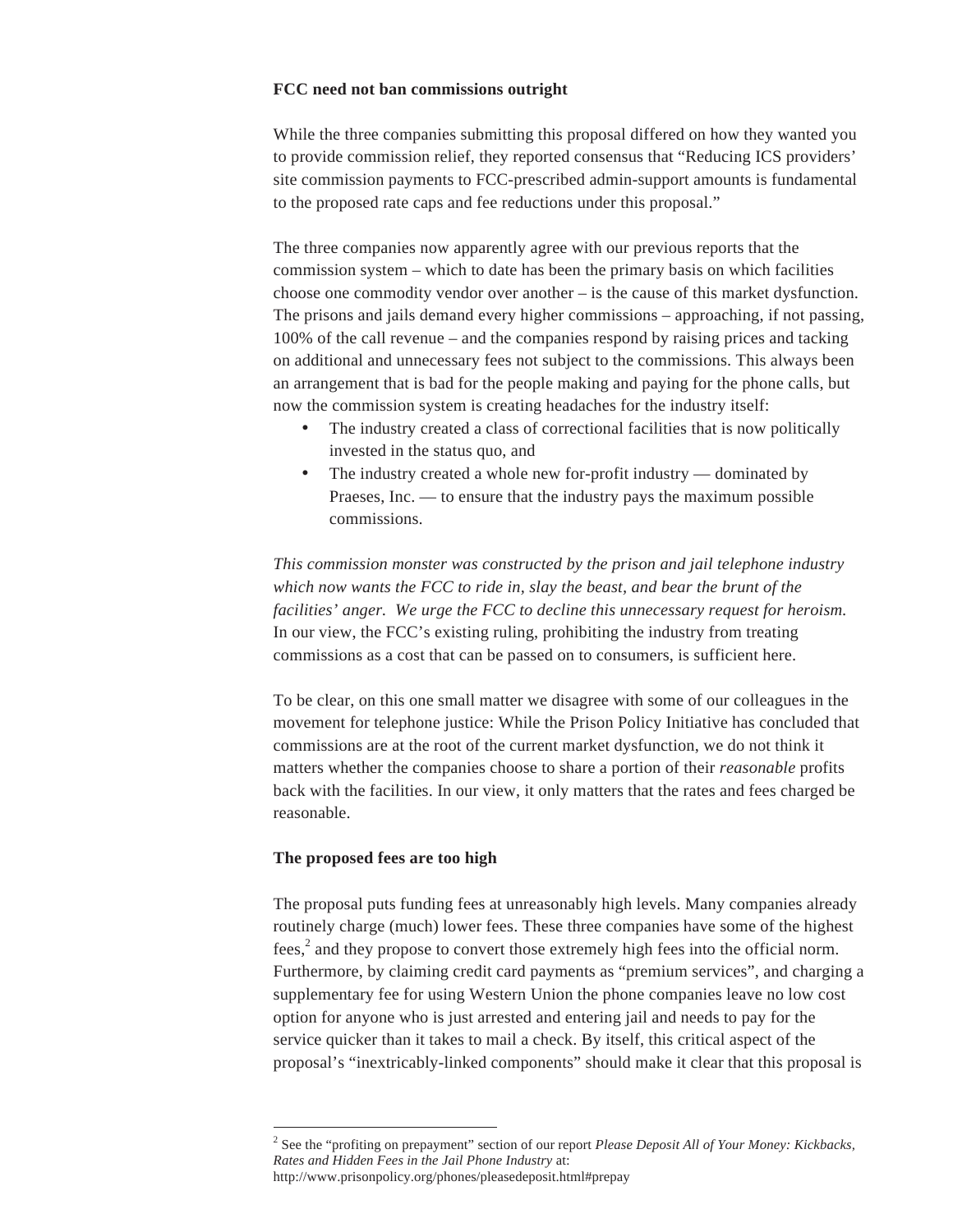**FCC need not ban commissions outright**

While the three companies submitting this proposal differed on how they wanted you to provide commission relief, they reported consensus that "Reducing ICS providers' site commission payments to FCC-prescribed admin-support amounts is fundamental to the proposed rate caps and fee reductions under this proposal."

The three companies now apparently agree with our previous reports that the commission system – which to date has been the primary basis on which facilities choose one commodity vendor over another – is the cause of this market dysfunction. The prisons and jails demand every higher commissions – approaching, if not passing, 100% of the call revenue – and the companies respond by raising prices and tacking on additional and unnecessary fees not subject to the commissions. This always been an arrangement that is bad for the people making and paying for the phone calls, but now the commission system is creating headaches for the industry itself:

- The industry created a class of correctional facilities that is now politically invested in the status quo, and
- The industry created a whole new for-profit industry — dominated by Praeses, Inc. — to ensure that the industry pays the maximum possible commissions.

*This commission monster was constructed by the prison and jail telephone industry which now wants the FCC to ride in, slay the beast, and bear the brunt of the facilities' anger. We urge the FCC to decline this unnecessary request for heroism.* In our view, the FCC's existing ruling, prohibiting the industry from treating commissions as a cost that can be passed on to consumers, is sufficient here.

To be clear, on this one small matter we disagree with some of our colleagues in the movement for telephone justice: While the Prison Policy Initiative has concluded that commissions are at the root of the current market dysfunction, we do not think it matters whether the companies choose to share a portion of their *reasonable* profits back with the facilities. In our view, it only matters that the rates and fees charged be reasonable.

**The proposed fees are too high**

The proposal puts funding fees at unreasonably high levels. Many companies already routinely charge (much) lower fees. These three companies have some of the highest fees,[2] and they propose to convert those extremely high fees into the official norm. Furthermore, by claiming credit card payments as "premium services", and charging a supplementary fee for using Western Union the phone companies leave no low cost option for anyone who is just arrested and entering jail and needs to pay for the service quicker than it takes to mail a check. By itself, this critical aspect of the proposal's "inextricably-linked components" should make it clear that this proposal is

[2] See the "profiting on prepayment" section of our report *Please Deposit All of Your Money: Kickbacks, Rates and Hidden Fees in the Jail Phone Industry* at: http://www.prisonpolicy.org/phones/pleasedeposit.html#prepay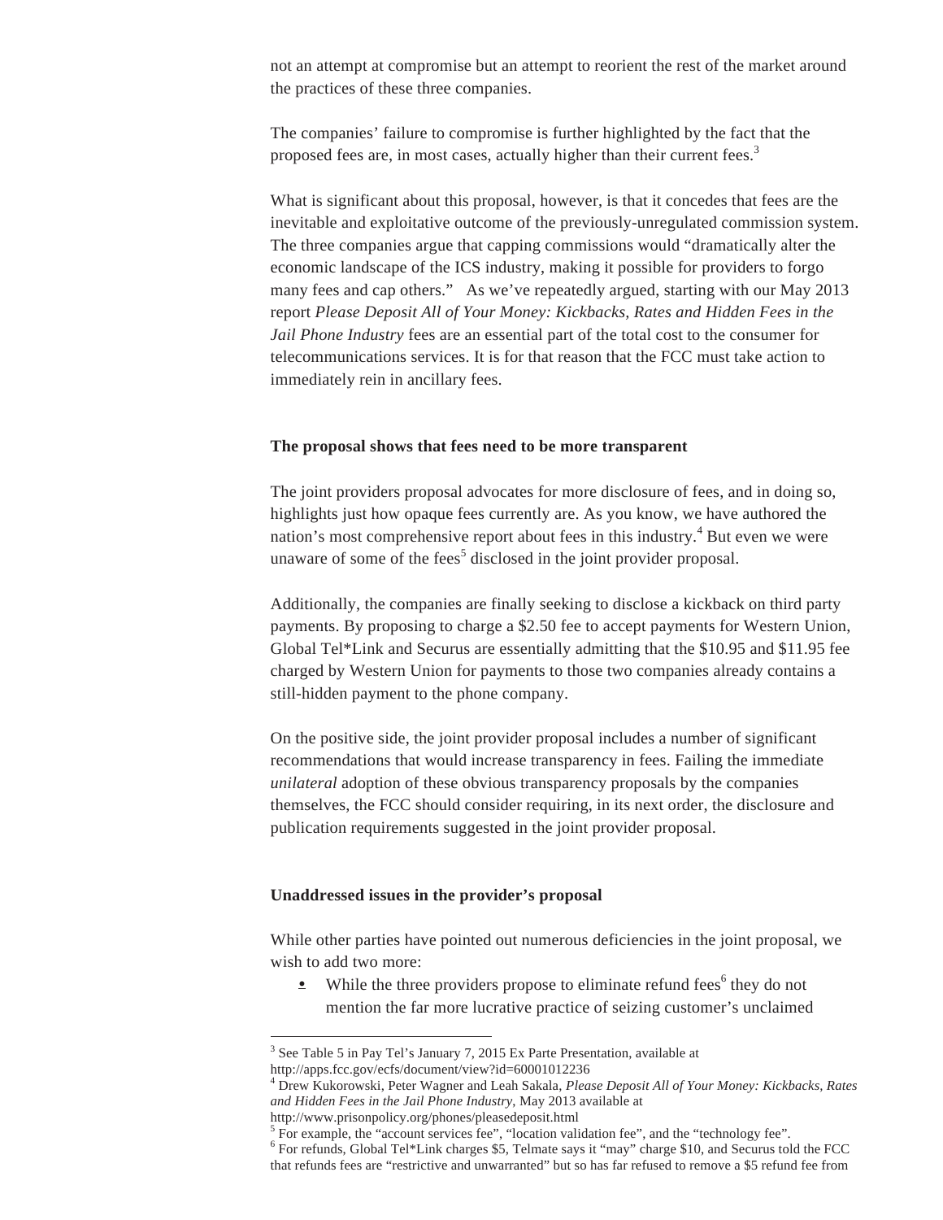not an attempt at compromise but an attempt to reorient the rest of the market around the practices of these three companies.

The companies' failure to compromise is further highlighted by the fact that the proposed fees are, in most cases, actually higher than their current fees.[3]

What is significant about this proposal, however, is that it concedes that fees are the inevitable and exploitative outcome of the previously-unregulated commission system. The three companies argue that capping commissions would "dramatically alter the economic landscape of the ICS industry, making it possible for providers to forgo many fees and cap others." As we've repeatedly argued, starting with our May 2013 report *Please Deposit All of Your Money: Kickbacks, Rates and Hidden Fees in the Jail Phone Industry* fees are an essential part of the total cost to the consumer for telecommunications services. It is for that reason that the FCC must take action to immediately rein in ancillary fees.

**The proposal shows that fees need to be more transparent**

The joint providers proposal advocates for more disclosure of fees, and in doing so, highlights just how opaque fees currently are. As you know, we have authored the nation's most comprehensive report about fees in this industry.[4] But even we were unaware of some of the fees[5] disclosed in the joint provider proposal.

Additionally, the companies are finally seeking to disclose a kickback on third party payments. By proposing to charge a $2.50 fee to accept payments for Western Union, Global Tel*Link and Securus are essentially admitting that the $10.95 and $11.95 fee charged by Western Union for payments to those two companies already contains a still-hidden payment to the phone company.

On the positive side, the joint provider proposal includes a number of significant recommendations that would increase transparency in fees. Failing the immediate *unilateral* adoption of these obvious transparency proposals by the companies themselves, the FCC should consider requiring, in its next order, the disclosure and publication requirements suggested in the joint provider proposal.

**Unaddressed issues in the provider's proposal**

While other parties have pointed out numerous deficiencies in the joint proposal, we wish to add two more:

- While the three providers propose to eliminate refund fees[6] they do not mention the far more lucrative practice of seizing customer's unclaimed

---

[3] See Table 5 in Pay Tel's January 7, 2015 Ex Parte Presentation, available at http://apps.fcc.gov/ecfs/document/view?id=60001012236

[4] Drew Kukorowski, Peter Wagner and Leah Sakala, *Please Deposit All of Your Money: Kickbacks, Rates and Hidden Fees in the Jail Phone Industry*, May 2013 available at http://www.prisonpolicy.org/phones/pleasedeposit.html

[5] For example, the "account services fee", "location validation fee", and the "technology fee".

[6] For refunds, Global Tel*Link charges $5, Telmate says it "may" charge $10, and Securus told the FCC that refunds fees are "restrictive and unwarranted" but so has far refused to remove a $5 refund fee from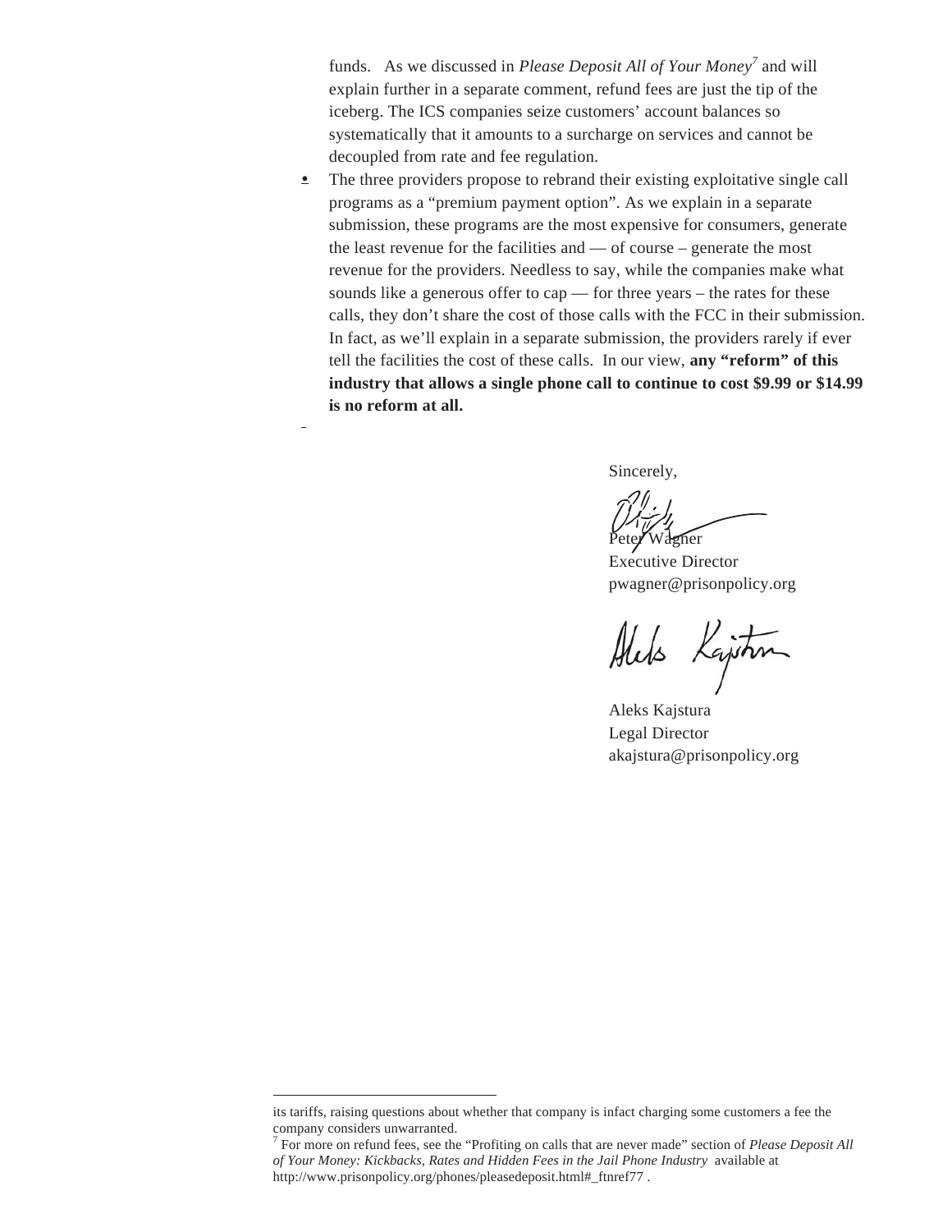funds. As we discussed in *Please Deposit All of Your Money*[7] and will explain further in a separate comment, refund fees are just the tip of the iceberg. The ICS companies seize customers' account balances so systematically that it amounts to a surcharge on services and cannot be decoupled from rate and fee regulation.

- The three providers propose to rebrand their existing exploitative single call programs as a "premium payment option". As we explain in a separate submission, these programs are the most expensive for consumers, generate the least revenue for the facilities and — of course – generate the most revenue for the providers. Needless to say, while the companies make what sounds like a generous offer to cap — for three years – the rates for these calls, they don't share the cost of those calls with the FCC in their submission. In fact, as we'll explain in a separate submission, the providers rarely if ever tell the facilities the cost of these calls. In our view, **any "reform" of this industry that allows a single phone call to continue to cost $9.99 or $14.99 is no reform at all.**

Sincerely,

Peter Wagner
Executive Director
pwagner@prisonpolicy.org

Aleks Kajstura
Legal Director
akajstura@prisonpolicy.org

---

its tariffs, raising questions about whether that company is infact charging some customers a fee the company considers unwarranted.

[7] For more on refund fees, see the "Profiting on calls that are never made" section of *Please Deposit All of Your Money: Kickbacks, Rates and Hidden Fees in the Jail Phone Industry* available at http://www.prisonpolicy.org/phones/pleasedeposit.html#_ftnref77 .